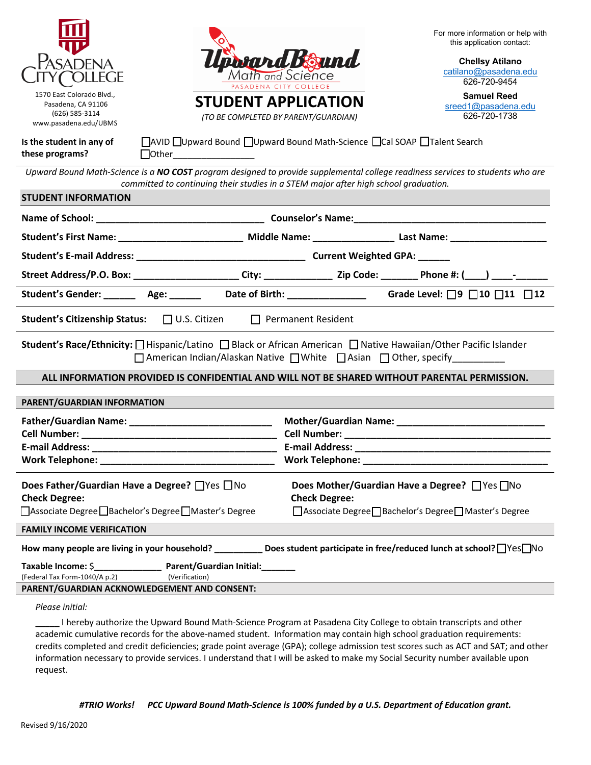Pasadena City College

1570 East Colorado Blvd.,
Pasadena, CA 91106
(626) 585-3114
www.pasadena.edu/UBMS

Upward Bound Math and Science
PASADENA CITY COLLEGE

# STUDENT APPLICATION

*(TO BE COMPLETED BY PARENT/GUARDIAN)*

For more information or help with this application contact:

**Chellsy Atilano**
catilano@pasadena.edu
626-720-9454

**Samuel Reed**
sreed1@pasadena.edu
626-720-1738

**Is the student in any of these programs?** ☐AVID ☐Upward Bound ☐Upward Bound Math-Science ☐Cal SOAP ☐Talent Search ☐Other________________

*Upward Bound Math-Science is a **NO COST** program designed to provide supplemental college readiness services to students who are committed to continuing their studies in a STEM major after high school graduation.*

## STUDENT INFORMATION

**Name of School:** ________________________________ **Counselor's Name:**____________________________________

**Student's First Name:** _______________________ **Middle Name:** _______________ **Last Name:** __________________

**Student's E-mail Address:** ________________________________ **Current Weighted GPA:** ______

**Street Address/P.O. Box:** ___________________ **City:** ____________ **Zip Code:** _______ **Phone #: (____) ____-______**

**Student's Gender:** ______ **Age:** ______ **Date of Birth:** _______________ **Grade Level:** ☐**9** ☐**10** ☐**11** ☐**12**

**Student's Citizenship Status:** ☐ U.S. Citizen ☐ Permanent Resident

**Student's Race/Ethnicity:** ☐Hispanic/Latino ☐ Black or African American ☐ Native Hawaiian/Other Pacific Islander ☐American Indian/Alaskan Native ☐White ☐Asian ☐ Other, specify__________

**ALL INFORMATION PROVIDED IS CONFIDENTIAL AND WILL NOT BE SHARED WITHOUT PARENTAL PERMISSION.**

## PARENT/GUARDIAN INFORMATION

**Father/Guardian Name:** ___________________________
**Cell Number:** ______________________________________
**E-mail Address:** ____________________________________
**Work Telephone:** ___________________________________

**Mother/Guardian Name:** ___________________________
**Cell Number:** ______________________________________
**E-mail Address:** ____________________________________
**Work Telephone:** ___________________________________

**Does Father/Guardian Have a Degree?** ☐Yes ☐No
**Check Degree:**
☐Associate Degree ☐Bachelor's Degree ☐Master's Degree

**Does Mother/Guardian Have a Degree?** ☐Yes ☐No
**Check Degree:**
☐Associate Degree ☐Bachelor's Degree ☐Master's Degree

## FAMILY INCOME VERIFICATION

**How many people are living in your household?** _________ **Does student participate in free/reduced lunch at school?** ☐Yes ☐No

**Taxable Income:** $______________ **Parent/Guardian Initial:**_______
(Federal Tax Form-1040/A p.2) (Verification)

## PARENT/GUARDIAN ACKNOWLEDGEMENT AND CONSENT:

*Please initial:*

_____ I hereby authorize the Upward Bound Math-Science Program at Pasadena City College to obtain transcripts and other academic cumulative records for the above-named student. Information may contain high school graduation requirements: credits completed and credit deficiencies; grade point average (GPA); college admission test scores such as ACT and SAT; and other information necessary to provide services. I understand that I will be asked to make my Social Security number available upon request.

***#TRIO Works! PCC Upward Bound Math-Science is 100% funded by a U.S. Department of Education grant.***

Revised 9/16/2020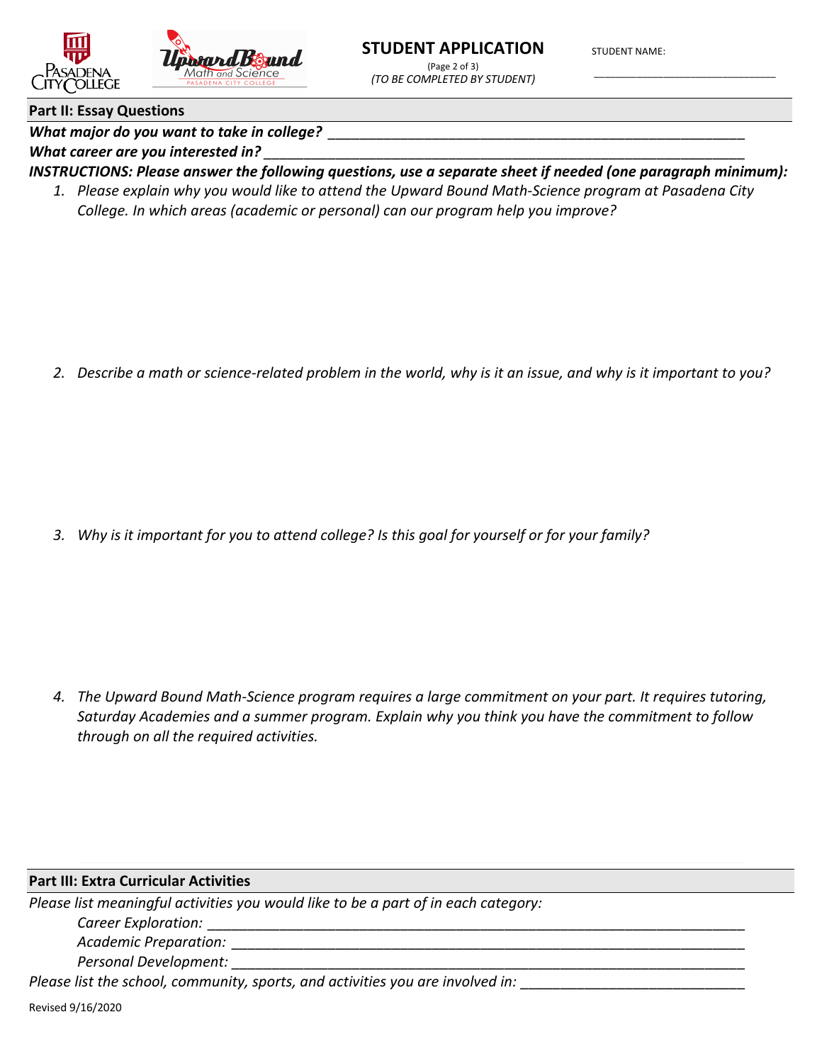# STUDENT APPLICATION

*(TO BE COMPLETED BY STUDENT)*

STUDENT NAME: ______________________________

## Part II: Essay Questions

***What major do you want to take in college?*** ______________________________________________________

***What career are you interested in?*** ______________________________________________________________

***INSTRUCTIONS: Please answer the following questions, use a separate sheet if needed (one paragraph minimum):***

1. *Please explain why you would like to attend the Upward Bound Math-Science program at Pasadena City College. In which areas (academic or personal) can our program help you improve?*

2. *Describe a math or science-related problem in the world, why is it an issue, and why is it important to you?*

3. *Why is it important for you to attend college? Is this goal for yourself or for your family?*

4. *The Upward Bound Math-Science program requires a large commitment on your part. It requires tutoring, Saturday Academies and a summer program. Explain why you think you have the commitment to follow through on all the required activities.*

## Part III: Extra Curricular Activities

*Please list meaningful activities you would like to be a part of in each category:*

*Career Exploration:* ____________________________________________________________________

*Academic Preparation:* __________________________________________________________________

*Personal Development:* __________________________________________________________________

*Please list the school, community, sports, and activities you are involved in:* ___________________________

Revised 9/16/2020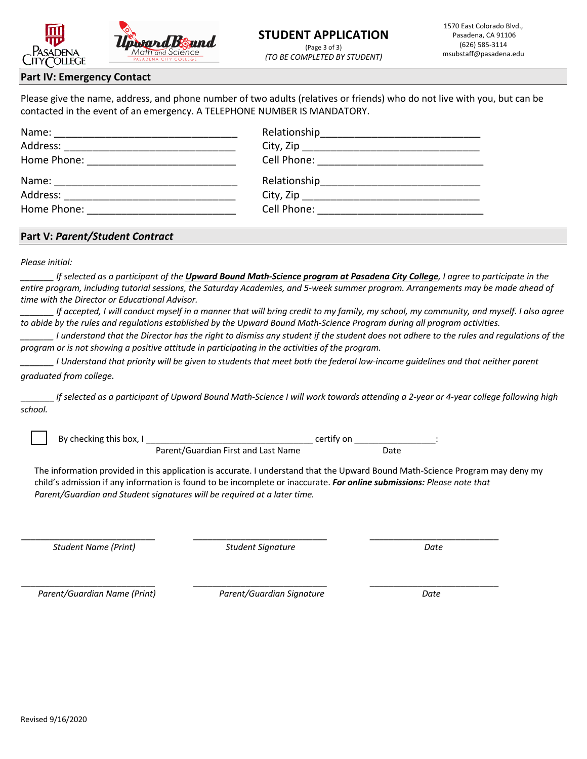**STUDENT APPLICATION**

(Page 3 of 3)

*(TO BE COMPLETED BY STUDENT)*

1570 East Colorado Blvd.,
Pasadena, CA 91106
(626) 585-3114
msubstaff@pasadena.edu

## Part IV: Emergency Contact

Please give the name, address, and phone number of two adults (relatives or friends) who do not live with you, but can be contacted in the event of an emergency. A TELEPHONE NUMBER IS MANDATORY.

Name: ________________________________ Relationship___________________________

Address: ______________________________ City, Zip ______________________________

Home Phone: __________________________ Cell Phone: ____________________________

Name: ________________________________ Relationship___________________________

Address: ______________________________ City, Zip ______________________________

Home Phone: __________________________ Cell Phone: ____________________________

## Part V: *Parent/Student Contract*

*Please initial:*

_______ *If selected as a participant of the* ***Upward Bound Math-Science program at Pasadena City College****, I agree to participate in the entire program, including tutorial sessions, the Saturday Academies, and 5-week summer program. Arrangements may be made ahead of time with the Director or Educational Advisor.*

_______ *If accepted, I will conduct myself in a manner that will bring credit to my family, my school, my community, and myself. I also agree to abide by the rules and regulations established by the Upward Bound Math-Science Program during all program activities.*

_______ *I understand that the Director has the right to dismiss any student if the student does not adhere to the rules and regulations of the program or is not showing a positive attitude in participating in the activities of the program.*

_______ *I Understand that priority will be given to students that meet both the federal low-income guidelines and that neither parent graduated from college.*

_______ *If selected as a participant of Upward Bound Math-Science I will work towards attending a 2-year or 4-year college following high school.*

☐ By checking this box, I ________________________________ certify on ________________:
Parent/Guardian First and Last Name  Date

The information provided in this application is accurate. I understand that the Upward Bound Math-Science Program may deny my child's admission if any information is found to be incomplete or inaccurate. ***For online submissions:*** *Please note that Parent/Guardian and Student signatures will be required at a later time.*

___________________________ ___________________________ ___________________________

*Student Name (Print)* *Student Signature* *Date*

___________________________ ___________________________ ___________________________

*Parent/Guardian Name (Print)* *Parent/Guardian Signature* *Date*

Revised 9/16/2020